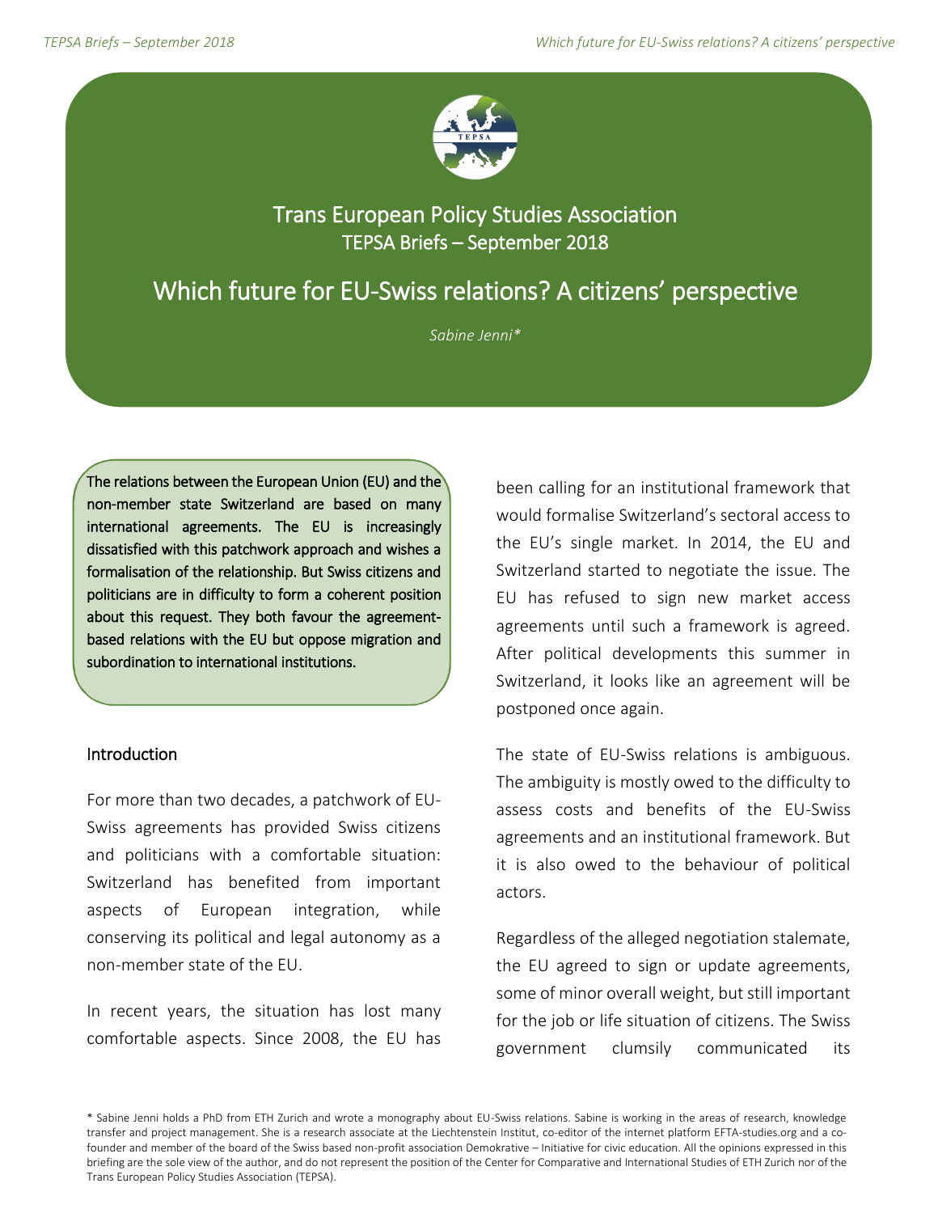Trans European Policy Studies Association
TEPSA Briefs – September 2018

# Which future for EU-Swiss relations? A citizens' perspective

*Sabine Jenni**

**The relations between the European Union (EU) and the non-member state Switzerland are based on many international agreements. The EU is increasingly dissatisfied with this patchwork approach and wishes a formalisation of the relationship. But Swiss citizens and politicians are in difficulty to form a coherent position about this request. They both favour the agreement-based relations with the EU but oppose migration and subordination to international institutions.**

## Introduction

For more than two decades, a patchwork of EU-Swiss agreements has provided Swiss citizens and politicians with a comfortable situation: Switzerland has benefited from important aspects of European integration, while conserving its political and legal autonomy as a non-member state of the EU.

In recent years, the situation has lost many comfortable aspects. Since 2008, the EU has been calling for an institutional framework that would formalise Switzerland's sectoral access to the EU's single market. In 2014, the EU and Switzerland started to negotiate the issue. The EU has refused to sign new market access agreements until such a framework is agreed. After political developments this summer in Switzerland, it looks like an agreement will be postponed once again.

The state of EU-Swiss relations is ambiguous. The ambiguity is mostly owed to the difficulty to assess costs and benefits of the EU-Swiss agreements and an institutional framework. But it is also owed to the behaviour of political actors.

Regardless of the alleged negotiation stalemate, the EU agreed to sign or update agreements, some of minor overall weight, but still important for the job or life situation of citizens. The Swiss government clumsily communicated its

\* Sabine Jenni holds a PhD from ETH Zurich and wrote a monography about EU-Swiss relations. Sabine is working in the areas of research, knowledge transfer and project management. She is a research associate at the Liechtenstein Institut, co-editor of the internet platform EFTA-studies.org and a co-founder and member of the board of the Swiss based non-profit association Demokrative – Initiative for civic education. All the opinions expressed in this briefing are the sole view of the author, and do not represent the position of the Center for Comparative and International Studies of ETH Zurich nor of the Trans European Policy Studies Association (TEPSA).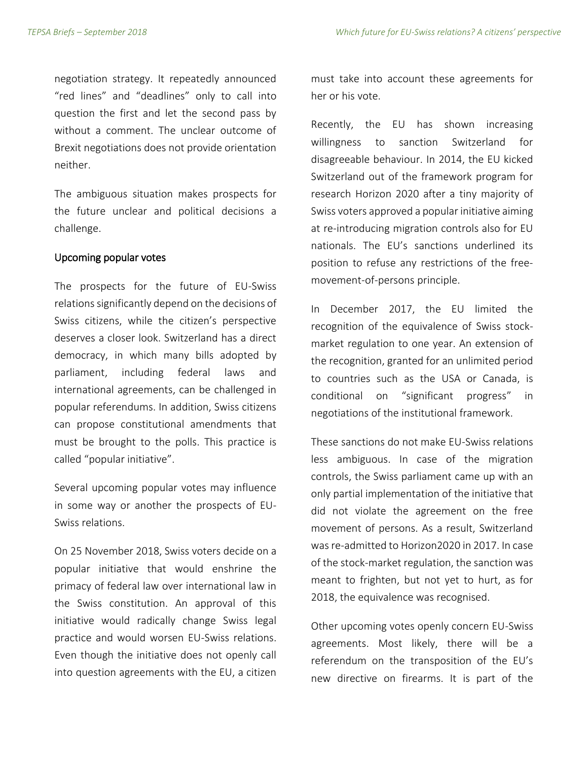negotiation strategy. It repeatedly announced "red lines" and "deadlines" only to call into question the first and let the second pass by without a comment. The unclear outcome of Brexit negotiations does not provide orientation neither.

The ambiguous situation makes prospects for the future unclear and political decisions a challenge.

## Upcoming popular votes

The prospects for the future of EU-Swiss relations significantly depend on the decisions of Swiss citizens, while the citizen's perspective deserves a closer look. Switzerland has a direct democracy, in which many bills adopted by parliament, including federal laws and international agreements, can be challenged in popular referendums. In addition, Swiss citizens can propose constitutional amendments that must be brought to the polls. This practice is called "popular initiative".

Several upcoming popular votes may influence in some way or another the prospects of EU-Swiss relations.

On 25 November 2018, Swiss voters decide on a popular initiative that would enshrine the primacy of federal law over international law in the Swiss constitution. An approval of this initiative would radically change Swiss legal practice and would worsen EU-Swiss relations. Even though the initiative does not openly call into question agreements with the EU, a citizen must take into account these agreements for her or his vote.

Recently, the EU has shown increasing willingness to sanction Switzerland for disagreeable behaviour. In 2014, the EU kicked Switzerland out of the framework program for research Horizon 2020 after a tiny majority of Swiss voters approved a popular initiative aiming at re-introducing migration controls also for EU nationals. The EU's sanctions underlined its position to refuse any restrictions of the free-movement-of-persons principle.

In December 2017, the EU limited the recognition of the equivalence of Swiss stock-market regulation to one year. An extension of the recognition, granted for an unlimited period to countries such as the USA or Canada, is conditional on "significant progress" in negotiations of the institutional framework.

These sanctions do not make EU-Swiss relations less ambiguous. In case of the migration controls, the Swiss parliament came up with an only partial implementation of the initiative that did not violate the agreement on the free movement of persons. As a result, Switzerland was re-admitted to Horizon2020 in 2017. In case of the stock-market regulation, the sanction was meant to frighten, but not yet to hurt, as for 2018, the equivalence was recognised.

Other upcoming votes openly concern EU-Swiss agreements. Most likely, there will be a referendum on the transposition of the EU's new directive on firearms. It is part of the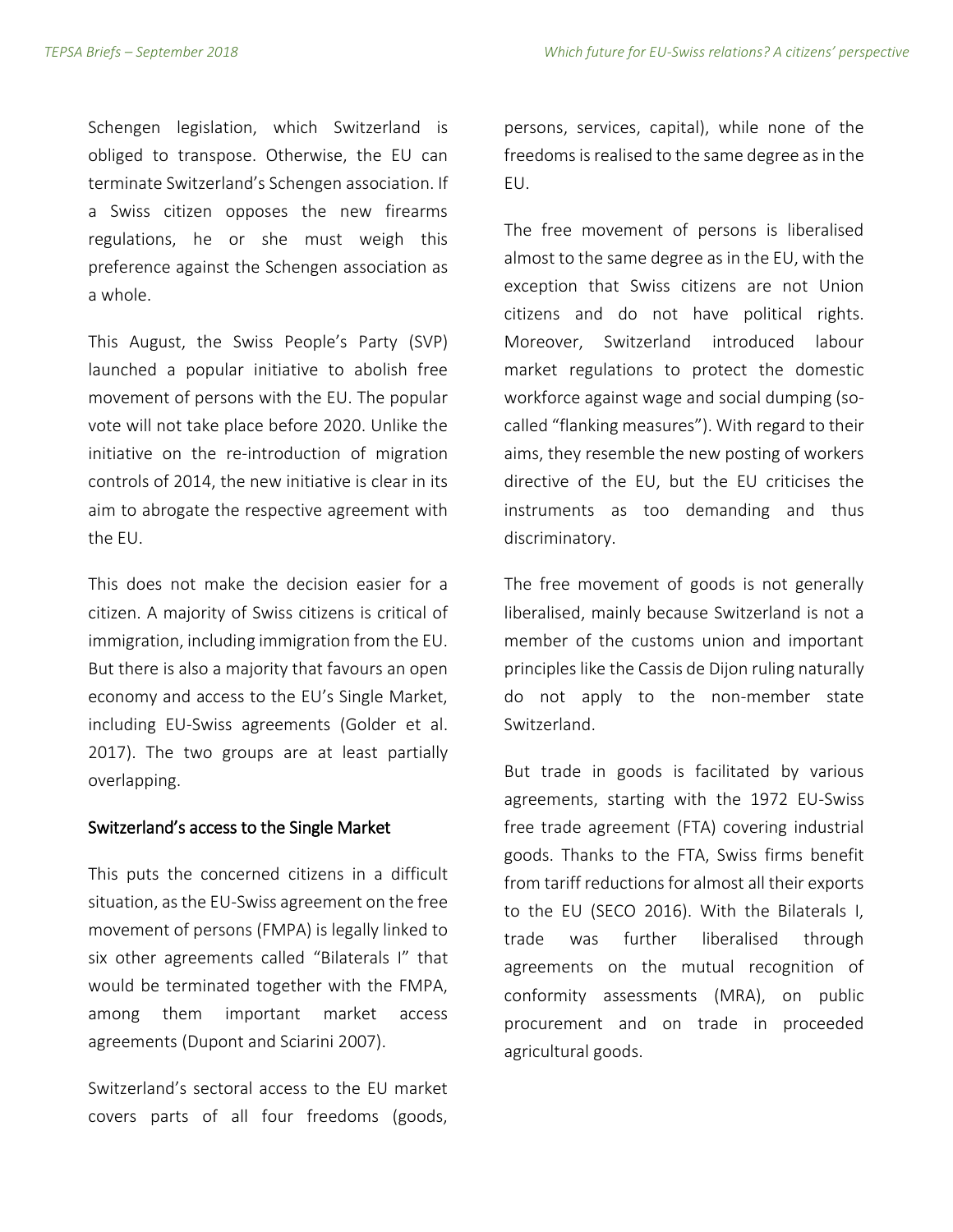Schengen legislation, which Switzerland is obliged to transpose. Otherwise, the EU can terminate Switzerland's Schengen association. If a Swiss citizen opposes the new firearms regulations, he or she must weigh this preference against the Schengen association as a whole.

This August, the Swiss People's Party (SVP) launched a popular initiative to abolish free movement of persons with the EU. The popular vote will not take place before 2020. Unlike the initiative on the re-introduction of migration controls of 2014, the new initiative is clear in its aim to abrogate the respective agreement with the EU.

This does not make the decision easier for a citizen. A majority of Swiss citizens is critical of immigration, including immigration from the EU. But there is also a majority that favours an open economy and access to the EU's Single Market, including EU-Swiss agreements (Golder et al. 2017). The two groups are at least partially overlapping.

## Switzerland's access to the Single Market

This puts the concerned citizens in a difficult situation, as the EU-Swiss agreement on the free movement of persons (FMPA) is legally linked to six other agreements called "Bilaterals I" that would be terminated together with the FMPA, among them important market access agreements (Dupont and Sciarini 2007).

Switzerland's sectoral access to the EU market covers parts of all four freedoms (goods, persons, services, capital), while none of the freedoms is realised to the same degree as in the EU.

The free movement of persons is liberalised almost to the same degree as in the EU, with the exception that Swiss citizens are not Union citizens and do not have political rights. Moreover, Switzerland introduced labour market regulations to protect the domestic workforce against wage and social dumping (so-called "flanking measures"). With regard to their aims, they resemble the new posting of workers directive of the EU, but the EU criticises the instruments as too demanding and thus discriminatory.

The free movement of goods is not generally liberalised, mainly because Switzerland is not a member of the customs union and important principles like the Cassis de Dijon ruling naturally do not apply to the non-member state Switzerland.

But trade in goods is facilitated by various agreements, starting with the 1972 EU-Swiss free trade agreement (FTA) covering industrial goods. Thanks to the FTA, Swiss firms benefit from tariff reductions for almost all their exports to the EU (SECO 2016). With the Bilaterals I, trade was further liberalised through agreements on the mutual recognition of conformity assessments (MRA), on public procurement and on trade in proceeded agricultural goods.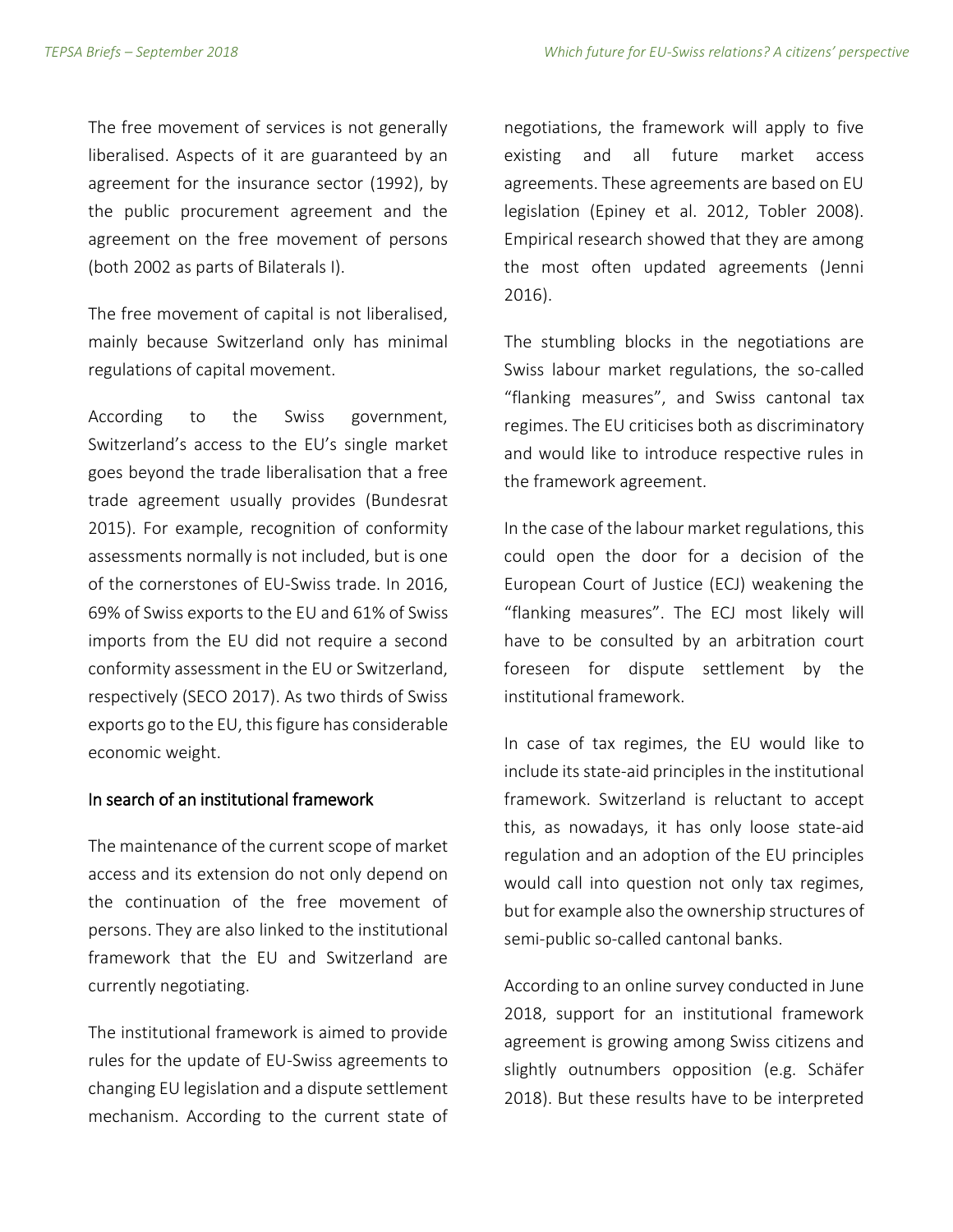The free movement of services is not generally liberalised. Aspects of it are guaranteed by an agreement for the insurance sector (1992), by the public procurement agreement and the agreement on the free movement of persons (both 2002 as parts of Bilaterals I).

The free movement of capital is not liberalised, mainly because Switzerland only has minimal regulations of capital movement.

According to the Swiss government, Switzerland's access to the EU's single market goes beyond the trade liberalisation that a free trade agreement usually provides (Bundesrat 2015). For example, recognition of conformity assessments normally is not included, but is one of the cornerstones of EU-Swiss trade. In 2016, 69% of Swiss exports to the EU and 61% of Swiss imports from the EU did not require a second conformity assessment in the EU or Switzerland, respectively (SECO 2017). As two thirds of Swiss exports go to the EU, this figure has considerable economic weight.

## In search of an institutional framework

The maintenance of the current scope of market access and its extension do not only depend on the continuation of the free movement of persons. They are also linked to the institutional framework that the EU and Switzerland are currently negotiating.

The institutional framework is aimed to provide rules for the update of EU-Swiss agreements to changing EU legislation and a dispute settlement mechanism. According to the current state of negotiations, the framework will apply to five existing and all future market access agreements. These agreements are based on EU legislation (Epiney et al. 2012, Tobler 2008). Empirical research showed that they are among the most often updated agreements (Jenni 2016).

The stumbling blocks in the negotiations are Swiss labour market regulations, the so-called "flanking measures", and Swiss cantonal tax regimes. The EU criticises both as discriminatory and would like to introduce respective rules in the framework agreement.

In the case of the labour market regulations, this could open the door for a decision of the European Court of Justice (ECJ) weakening the "flanking measures". The ECJ most likely will have to be consulted by an arbitration court foreseen for dispute settlement by the institutional framework.

In case of tax regimes, the EU would like to include its state-aid principles in the institutional framework. Switzerland is reluctant to accept this, as nowadays, it has only loose state-aid regulation and an adoption of the EU principles would call into question not only tax regimes, but for example also the ownership structures of semi-public so-called cantonal banks.

According to an online survey conducted in June 2018, support for an institutional framework agreement is growing among Swiss citizens and slightly outnumbers opposition (e.g. Schäfer 2018). But these results have to be interpreted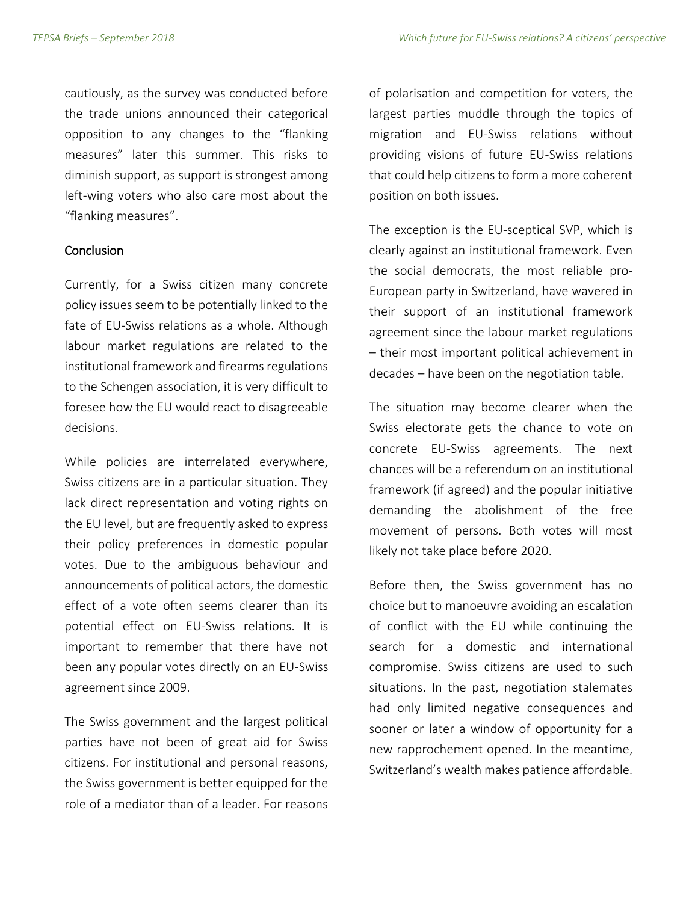cautiously, as the survey was conducted before the trade unions announced their categorical opposition to any changes to the "flanking measures" later this summer. This risks to diminish support, as support is strongest among left-wing voters who also care most about the "flanking measures".

## Conclusion

Currently, for a Swiss citizen many concrete policy issues seem to be potentially linked to the fate of EU-Swiss relations as a whole. Although labour market regulations are related to the institutional framework and firearms regulations to the Schengen association, it is very difficult to foresee how the EU would react to disagreeable decisions.

While policies are interrelated everywhere, Swiss citizens are in a particular situation. They lack direct representation and voting rights on the EU level, but are frequently asked to express their policy preferences in domestic popular votes. Due to the ambiguous behaviour and announcements of political actors, the domestic effect of a vote often seems clearer than its potential effect on EU-Swiss relations. It is important to remember that there have not been any popular votes directly on an EU-Swiss agreement since 2009.

The Swiss government and the largest political parties have not been of great aid for Swiss citizens. For institutional and personal reasons, the Swiss government is better equipped for the role of a mediator than of a leader. For reasons of polarisation and competition for voters, the largest parties muddle through the topics of migration and EU-Swiss relations without providing visions of future EU-Swiss relations that could help citizens to form a more coherent position on both issues.

The exception is the EU-sceptical SVP, which is clearly against an institutional framework. Even the social democrats, the most reliable pro-European party in Switzerland, have wavered in their support of an institutional framework agreement since the labour market regulations – their most important political achievement in decades – have been on the negotiation table.

The situation may become clearer when the Swiss electorate gets the chance to vote on concrete EU-Swiss agreements. The next chances will be a referendum on an institutional framework (if agreed) and the popular initiative demanding the abolishment of the free movement of persons. Both votes will most likely not take place before 2020.

Before then, the Swiss government has no choice but to manoeuvre avoiding an escalation of conflict with the EU while continuing the search for a domestic and international compromise. Swiss citizens are used to such situations. In the past, negotiation stalemates had only limited negative consequences and sooner or later a window of opportunity for a new rapprochement opened. In the meantime, Switzerland's wealth makes patience affordable.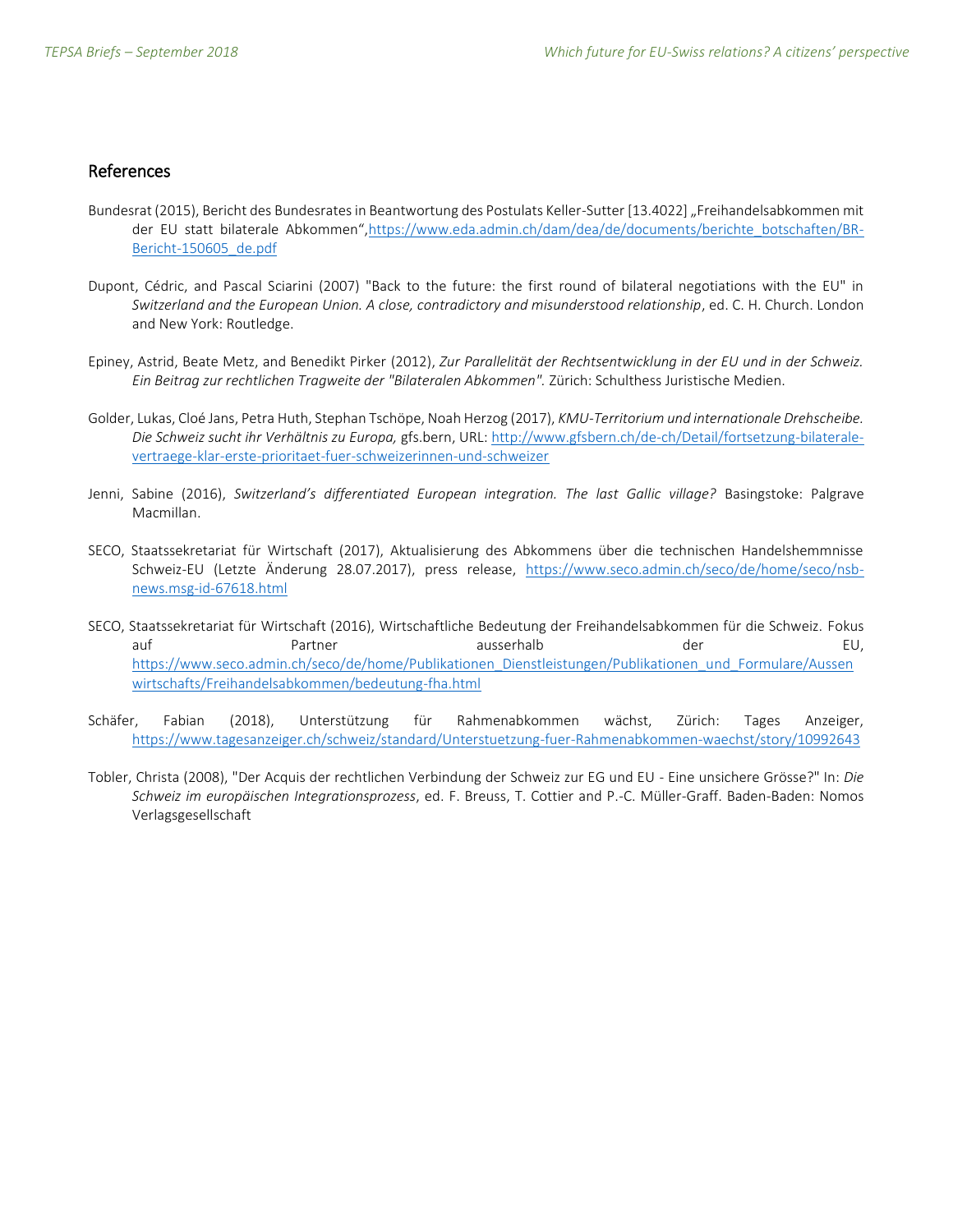## References

Bundesrat (2015), Bericht des Bundesrates in Beantwortung des Postulats Keller-Sutter [13.4022] „Freihandelsabkommen mit der EU statt bilaterale Abkommen",https://www.eda.admin.ch/dam/dea/de/documents/berichte_botschaften/BR-Bericht-150605_de.pdf

Dupont, Cédric, and Pascal Sciarini (2007) "Back to the future: the first round of bilateral negotiations with the EU" in *Switzerland and the European Union. A close, contradictory and misunderstood relationship*, ed. C. H. Church. London and New York: Routledge.

Epiney, Astrid, Beate Metz, and Benedikt Pirker (2012), *Zur Parallelität der Rechtsentwicklung in der EU und in der Schweiz. Ein Beitrag zur rechtlichen Tragweite der "Bilateralen Abkommen".* Zürich: Schulthess Juristische Medien.

Golder, Lukas, Cloé Jans, Petra Huth, Stephan Tschöpe, Noah Herzog (2017), *KMU-Territorium und internationale Drehscheibe. Die Schweiz sucht ihr Verhältnis zu Europa,* gfs.bern, URL: http://www.gfsbern.ch/de-ch/Detail/fortsetzung-bilaterale-vertraege-klar-erste-prioritaet-fuer-schweizerinnen-und-schweizer

Jenni, Sabine (2016), *Switzerland's differentiated European integration. The last Gallic village?* Basingstoke: Palgrave Macmillan.

SECO, Staatssekretariat für Wirtschaft (2017), Aktualisierung des Abkommens über die technischen Handelshemmnisse Schweiz-EU (Letzte Änderung 28.07.2017), press release, https://www.seco.admin.ch/seco/de/home/seco/nsb-news.msg-id-67618.html

SECO, Staatssekretariat für Wirtschaft (2016), Wirtschaftliche Bedeutung der Freihandelsabkommen für die Schweiz. Fokus auf Partner ausserhalb der EU, https://www.seco.admin.ch/seco/de/home/Publikationen_Dienstleistungen/Publikationen_und_Formulare/Aussenwirtschafts/Freihandelsabkommen/bedeutung-fha.html

Schäfer, Fabian (2018), Unterstützung für Rahmenabkommen wächst, Zürich: Tages Anzeiger, https://www.tagesanzeiger.ch/schweiz/standard/Unterstuetzung-fuer-Rahmenabkommen-waechst/story/10992643

Tobler, Christa (2008), "Der Acquis der rechtlichen Verbindung der Schweiz zur EG und EU - Eine unsichere Grösse?" In: *Die Schweiz im europäischen Integrationsprozess*, ed. F. Breuss, T. Cottier and P.-C. Müller-Graff. Baden-Baden: Nomos Verlagsgesellschaft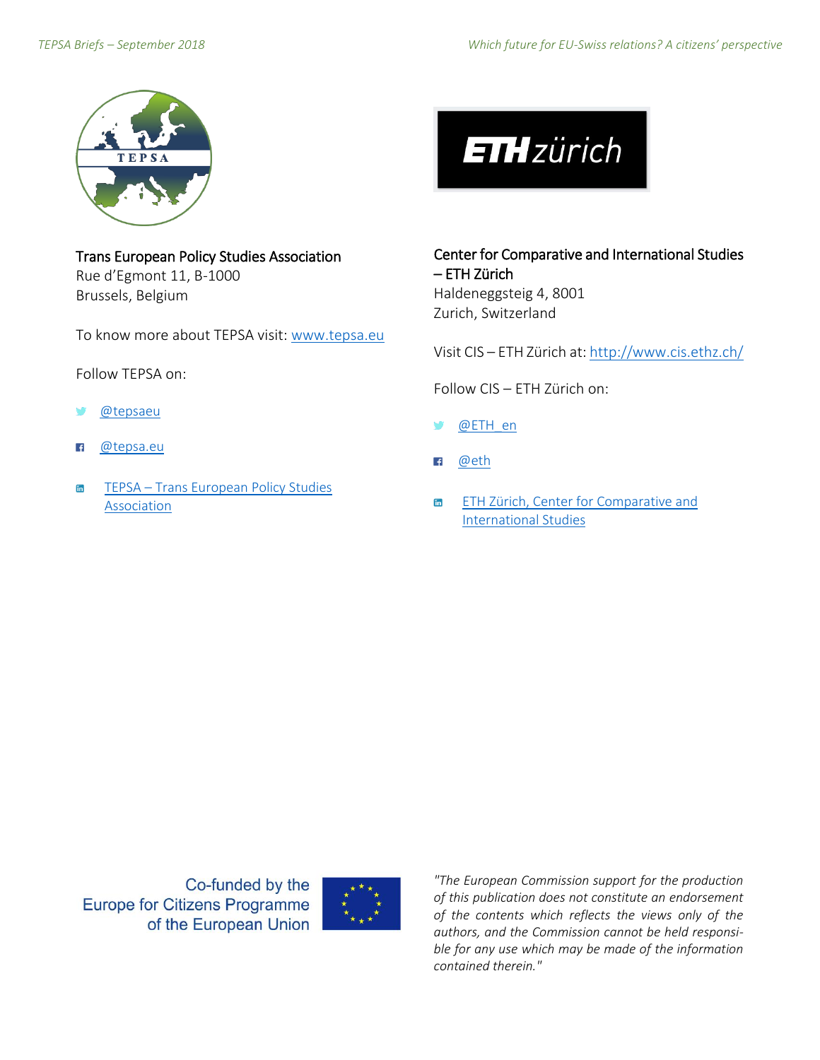**Trans European Policy Studies Association**
Rue d'Egmont 11, B-1000
Brussels, Belgium

To know more about TEPSA visit: www.tepsa.eu

Follow TEPSA on:

- @tepsaeu
- @tepsa.eu
- TEPSA – Trans European Policy Studies Association

**Center for Comparative and International Studies – ETH Zürich**
Haldeneggsteig 4, 8001
Zurich, Switzerland

Visit CIS – ETH Zürich at: http://www.cis.ethz.ch/

Follow CIS – ETH Zürich on:

- @ETH_en
- @eth
- ETH Zürich, Center for Comparative and International Studies

Co-funded by the Europe for Citizens Programme of the European Union

*"The European Commission support for the production of this publication does not constitute an endorsement of the contents which reflects the views only of the authors, and the Commission cannot be held responsible for any use which may be made of the information contained therein."*